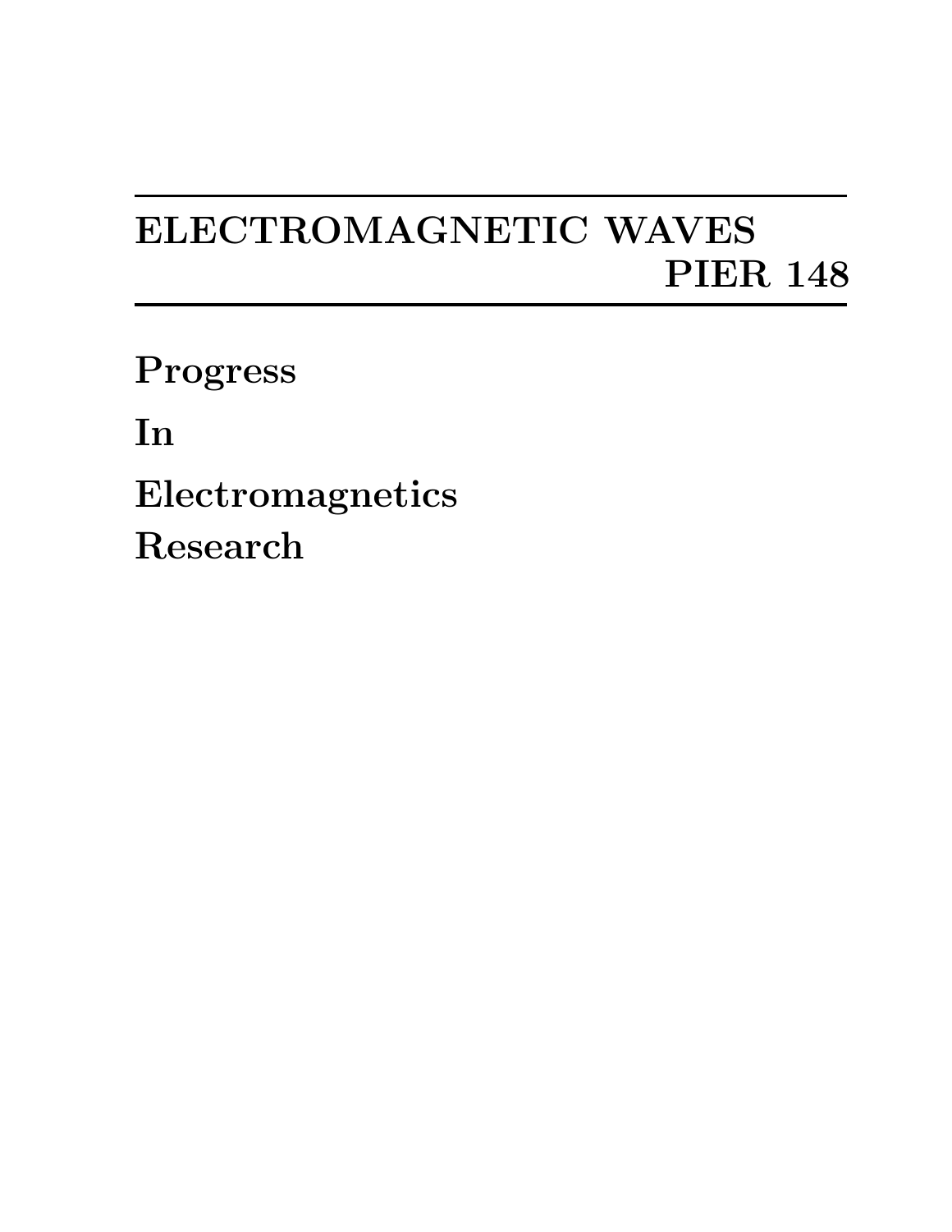# ELECTROMAGNETIC WAVES
# PIER 148

**Progress**

**In**

**Electromagnetics**

**Research**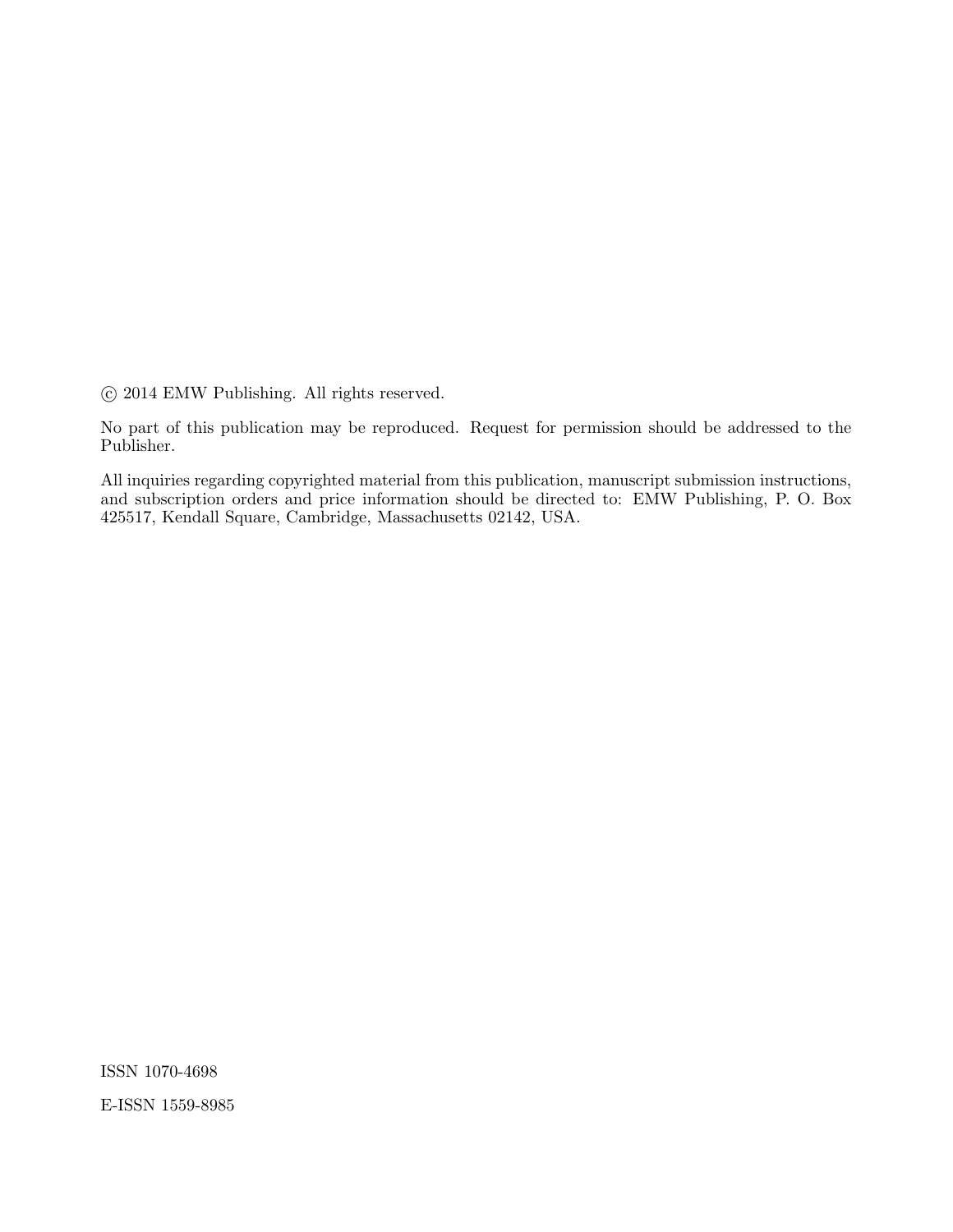© 2014 EMW Publishing. All rights reserved.

No part of this publication may be reproduced. Request for permission should be addressed to the Publisher.

All inquiries regarding copyrighted material from this publication, manuscript submission instructions, and subscription orders and price information should be directed to: EMW Publishing, P. O. Box 425517, Kendall Square, Cambridge, Massachusetts 02142, USA.

ISSN 1070-4698

E-ISSN 1559-8985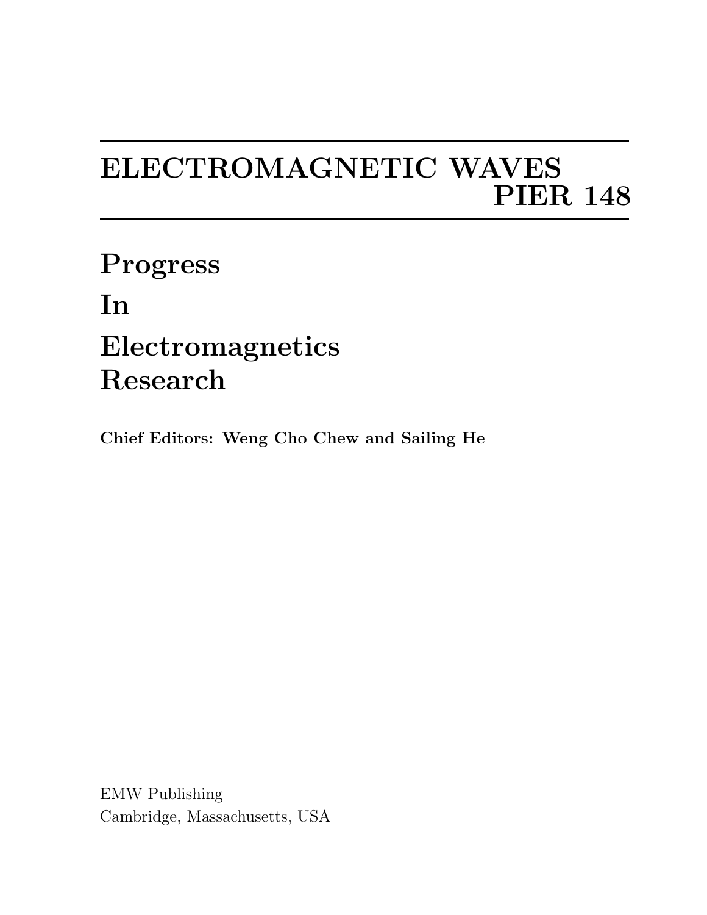# ELECTROMAGNETIC WAVES
# PIER 148

## Progress
## In
## Electromagnetics
## Research

**Chief Editors: Weng Cho Chew and Sailing He**

EMW Publishing
Cambridge, Massachusetts, USA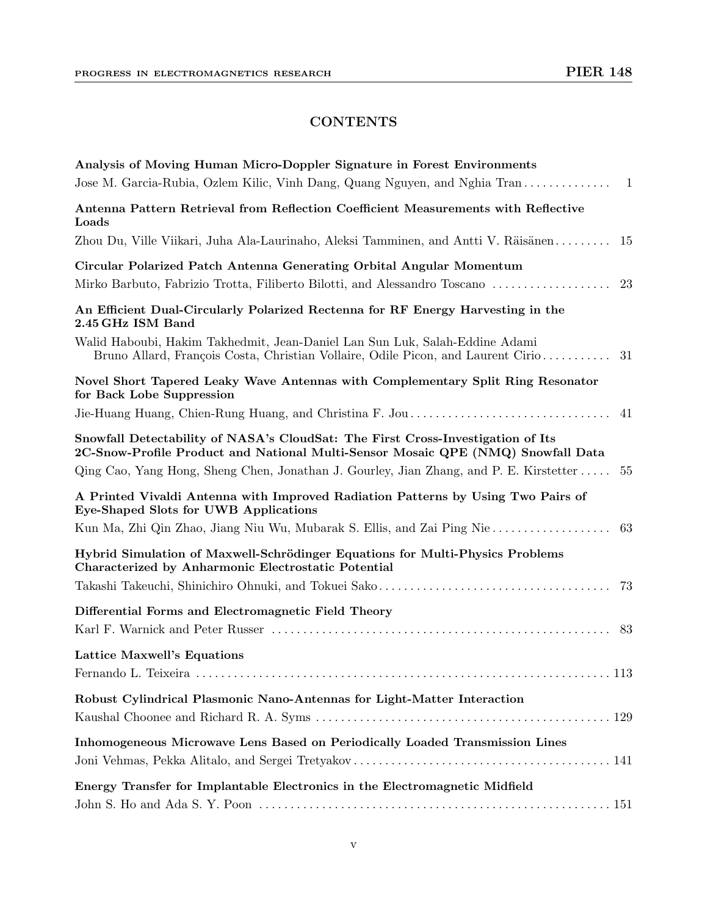## CONTENTS

**Analysis of Moving Human Micro-Doppler Signature in Forest Environments**
Jose M. Garcia-Rubia, Ozlem Kilic, Vinh Dang, Quang Nguyen, and Nghia Tran .............. 1

**Antenna Pattern Retrieval from Reflection Coefficient Measurements with Reflective Loads**
Zhou Du, Ville Viikari, Juha Ala-Laurinaho, Aleksi Tamminen, and Antti V. Räisänen ......... 15

**Circular Polarized Patch Antenna Generating Orbital Angular Momentum**
Mirko Barbuto, Fabrizio Trotta, Filiberto Bilotti, and Alessandro Toscano ................... 23

**An Efficient Dual-Circularly Polarized Rectenna for RF Energy Harvesting in the 2.45 GHz ISM Band**
Walid Haboubi, Hakim Takhedmit, Jean-Daniel Lan Sun Luk, Salah-Eddine Adami Bruno Allard, François Costa, Christian Vollaire, Odile Picon, and Laurent Cirio ........... 31

**Novel Short Tapered Leaky Wave Antennas with Complementary Split Ring Resonator for Back Lobe Suppression**
Jie-Huang Huang, Chien-Rung Huang, and Christina F. Jou ................................ 41

**Snowfall Detectability of NASA's CloudSat: The First Cross-Investigation of Its 2C-Snow-Profile Product and National Multi-Sensor Mosaic QPE (NMQ) Snowfall Data**
Qing Cao, Yang Hong, Sheng Chen, Jonathan J. Gourley, Jian Zhang, and P. E. Kirstetter ..... 55

**A Printed Vivaldi Antenna with Improved Radiation Patterns by Using Two Pairs of Eye-Shaped Slots for UWB Applications**
Kun Ma, Zhi Qin Zhao, Jiang Niu Wu, Mubarak S. Ellis, and Zai Ping Nie ................... 63

**Hybrid Simulation of Maxwell-Schrödinger Equations for Multi-Physics Problems Characterized by Anharmonic Electrostatic Potential**
Takashi Takeuchi, Shinichiro Ohnuki, and Tokuei Sako ..................................... 73

**Differential Forms and Electromagnetic Field Theory**
Karl F. Warnick and Peter Russer ....................................................... 83

**Lattice Maxwell's Equations**
Fernando L. Teixeira ................................................................... 113

**Robust Cylindrical Plasmonic Nano-Antennas for Light-Matter Interaction**
Kaushal Choonee and Richard R. A. Syms ................................................ 129

**Inhomogeneous Microwave Lens Based on Periodically Loaded Transmission Lines**
Joni Vehmas, Pekka Alitalo, and Sergei Tretyakov .......................................... 141

**Energy Transfer for Implantable Electronics in the Electromagnetic Midfield**
John S. Ho and Ada S. Y. Poon ......................................................... 151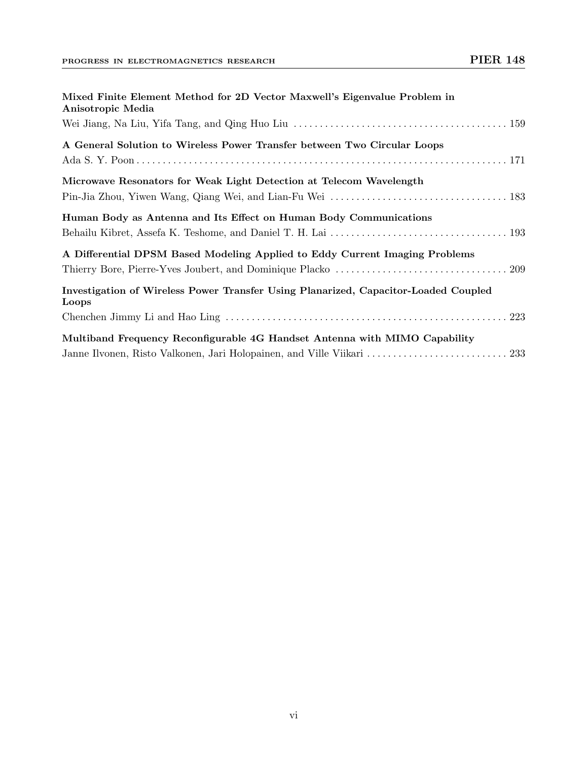**Mixed Finite Element Method for 2D Vector Maxwell's Eigenvalue Problem in Anisotropic Media**

Wei Jiang, Na Liu, Yifa Tang, and Qing Huo Liu . . . . . . . . . . 159

**A General Solution to Wireless Power Transfer between Two Circular Loops**

Ada S. Y. Poon . . . . . . . . . . 171

**Microwave Resonators for Weak Light Detection at Telecom Wavelength**

Pin-Jia Zhou, Yiwen Wang, Qiang Wei, and Lian-Fu Wei . . . . . . . . . . 183

**Human Body as Antenna and Its Effect on Human Body Communications**

Behailu Kibret, Assefa K. Teshome, and Daniel T. H. Lai . . . . . . . . . . 193

**A Differential DPSM Based Modeling Applied to Eddy Current Imaging Problems**

Thierry Bore, Pierre-Yves Joubert, and Dominique Placko . . . . . . . . . . 209

**Investigation of Wireless Power Transfer Using Planarized, Capacitor-Loaded Coupled Loops**

Chenchen Jimmy Li and Hao Ling . . . . . . . . . . 223

**Multiband Frequency Reconfigurable 4G Handset Antenna with MIMO Capability**

Janne Ilvonen, Risto Valkonen, Jari Holopainen, and Ville Viikari . . . . . . . . . . 233